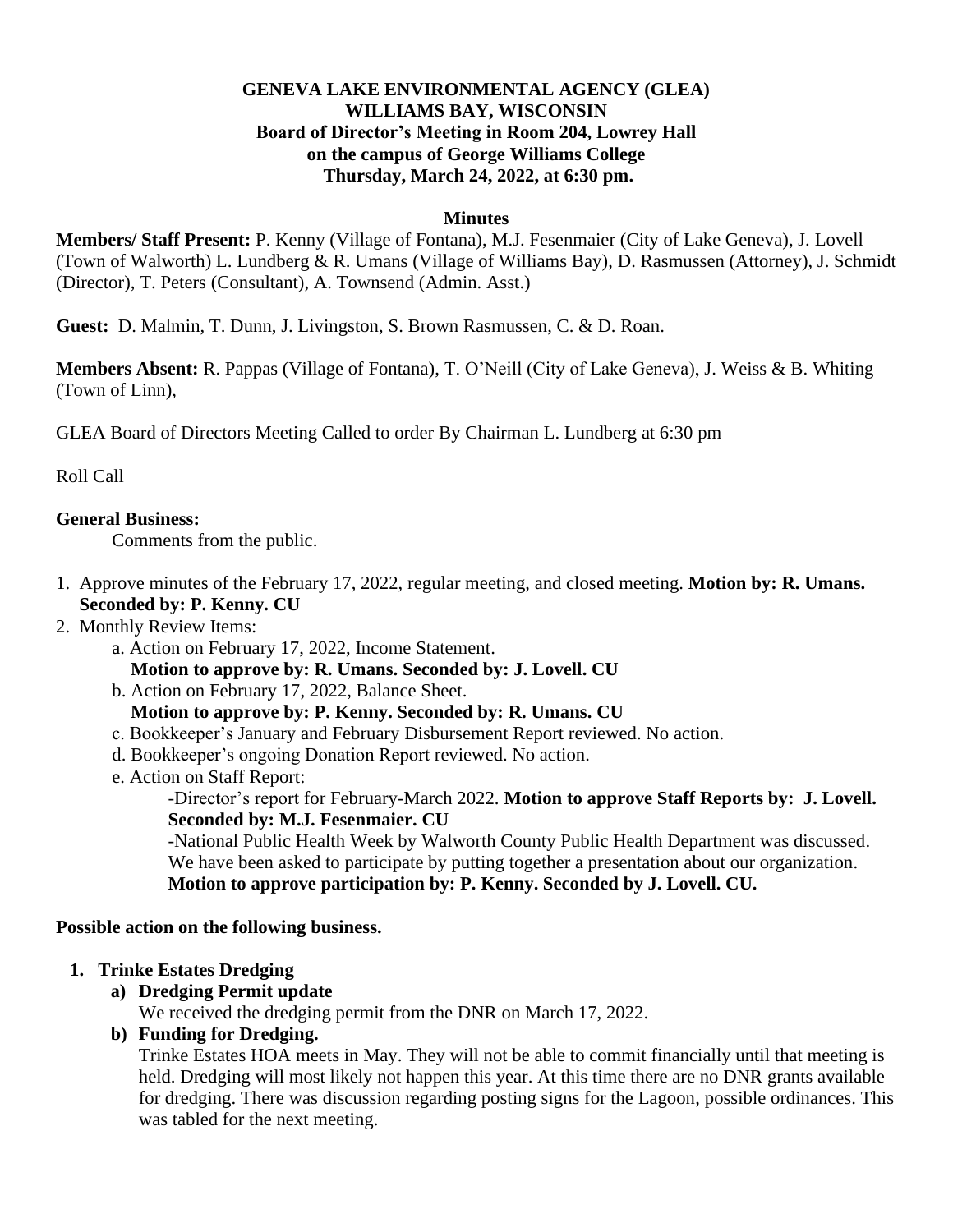**GENEVA LAKE ENVIRONMENTAL AGENCY (GLEA)**
**WILLIAMS BAY, WISCONSIN**
**Board of Director's Meeting in Room 204, Lowrey Hall**
**on the campus of George Williams College**
**Thursday, March 24, 2022, at 6:30 pm.**

**Minutes**

**Members/ Staff Present:** P. Kenny (Village of Fontana), M.J. Fesenmaier (City of Lake Geneva), J. Lovell (Town of Walworth) L. Lundberg & R. Umans (Village of Williams Bay), D. Rasmussen (Attorney), J. Schmidt (Director), T. Peters (Consultant), A. Townsend (Admin. Asst.)

**Guest:** D. Malmin, T. Dunn, J. Livingston, S. Brown Rasmussen, C. & D. Roan.

**Members Absent:** R. Pappas (Village of Fontana), T. O'Neill (City of Lake Geneva), J. Weiss & B. Whiting (Town of Linn),

GLEA Board of Directors Meeting Called to order By Chairman L. Lundberg at 6:30 pm

Roll Call

**General Business:**

Comments from the public.

1. Approve minutes of the February 17, 2022, regular meeting, and closed meeting. **Motion by: R. Umans. Seconded by: P. Kenny. CU**
2. Monthly Review Items:
   a. Action on February 17, 2022, Income Statement.
   **Motion to approve by: R. Umans. Seconded by: J. Lovell. CU**
   b. Action on February 17, 2022, Balance Sheet.
   **Motion to approve by: P. Kenny. Seconded by: R. Umans. CU**
   c. Bookkeeper's January and February Disbursement Report reviewed. No action.
   d. Bookkeeper's ongoing Donation Report reviewed. No action.
   e. Action on Staff Report:
      -Director's report for February-March 2022. **Motion to approve Staff Reports by: J. Lovell. Seconded by: M.J. Fesenmaier. CU**
      -National Public Health Week by Walworth County Public Health Department was discussed. We have been asked to participate by putting together a presentation about our organization. **Motion to approve participation by: P. Kenny. Seconded by J. Lovell. CU.**

**Possible action on the following business.**

1. **Trinke Estates Dredging**
   a) **Dredging Permit update**
   We received the dredging permit from the DNR on March 17, 2022.
   b) **Funding for Dredging.**
   Trinke Estates HOA meets in May. They will not be able to commit financially until that meeting is held. Dredging will most likely not happen this year. At this time there are no DNR grants available for dredging. There was discussion regarding posting signs for the Lagoon, possible ordinances. This was tabled for the next meeting.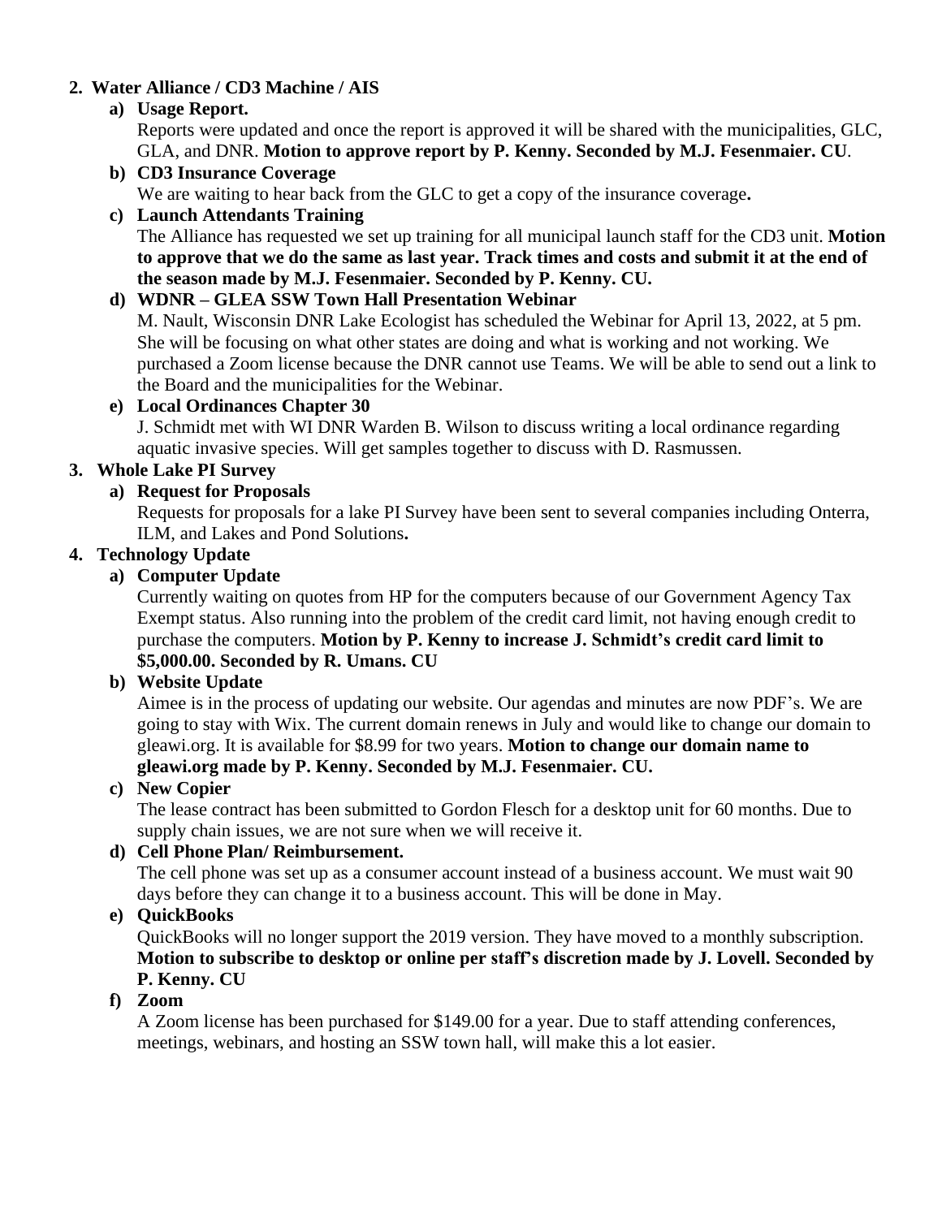2. **Water Alliance / CD3 Machine / AIS**

   a) **Usage Report.**
   Reports were updated and once the report is approved it will be shared with the municipalities, GLC, GLA, and DNR. **Motion to approve report by P. Kenny. Seconded by M.J. Fesenmaier. CU**.

   b) **CD3 Insurance Coverage**
   We are waiting to hear back from the GLC to get a copy of the insurance coverage**.**

   c) **Launch Attendants Training**
   The Alliance has requested we set up training for all municipal launch staff for the CD3 unit. **Motion to approve that we do the same as last year. Track times and costs and submit it at the end of the season made by M.J. Fesenmaier. Seconded by P. Kenny. CU.**

   d) **WDNR – GLEA SSW Town Hall Presentation Webinar**
   M. Nault, Wisconsin DNR Lake Ecologist has scheduled the Webinar for April 13, 2022, at 5 pm. She will be focusing on what other states are doing and what is working and not working. We purchased a Zoom license because the DNR cannot use Teams. We will be able to send out a link to the Board and the municipalities for the Webinar.

   e) **Local Ordinances Chapter 30**
   J. Schmidt met with WI DNR Warden B. Wilson to discuss writing a local ordinance regarding aquatic invasive species. Will get samples together to discuss with D. Rasmussen.

3. **Whole Lake PI Survey**

   a) **Request for Proposals**
   Requests for proposals for a lake PI Survey have been sent to several companies including Onterra, ILM, and Lakes and Pond Solutions**.**

4. **Technology Update**

   a) **Computer Update**
   Currently waiting on quotes from HP for the computers because of our Government Agency Tax Exempt status. Also running into the problem of the credit card limit, not having enough credit to purchase the computers. **Motion by P. Kenny to increase J. Schmidt's credit card limit to $5,000.00. Seconded by R. Umans. CU**

   b) **Website Update**
   Aimee is in the process of updating our website. Our agendas and minutes are now PDF's. We are going to stay with Wix. The current domain renews in July and would like to change our domain to gleawi.org. It is available for $8.99 for two years. **Motion to change our domain name to gleawi.org made by P. Kenny. Seconded by M.J. Fesenmaier. CU.**

   c) **New Copier**
   The lease contract has been submitted to Gordon Flesch for a desktop unit for 60 months. Due to supply chain issues, we are not sure when we will receive it.

   d) **Cell Phone Plan/ Reimbursement.**
   The cell phone was set up as a consumer account instead of a business account. We must wait 90 days before they can change it to a business account. This will be done in May.

   e) **QuickBooks**
   QuickBooks will no longer support the 2019 version. They have moved to a monthly subscription. **Motion to subscribe to desktop or online per staff's discretion made by J. Lovell. Seconded by P. Kenny. CU**

   f) **Zoom**
   A Zoom license has been purchased for $149.00 for a year. Due to staff attending conferences, meetings, webinars, and hosting an SSW town hall, will make this a lot easier.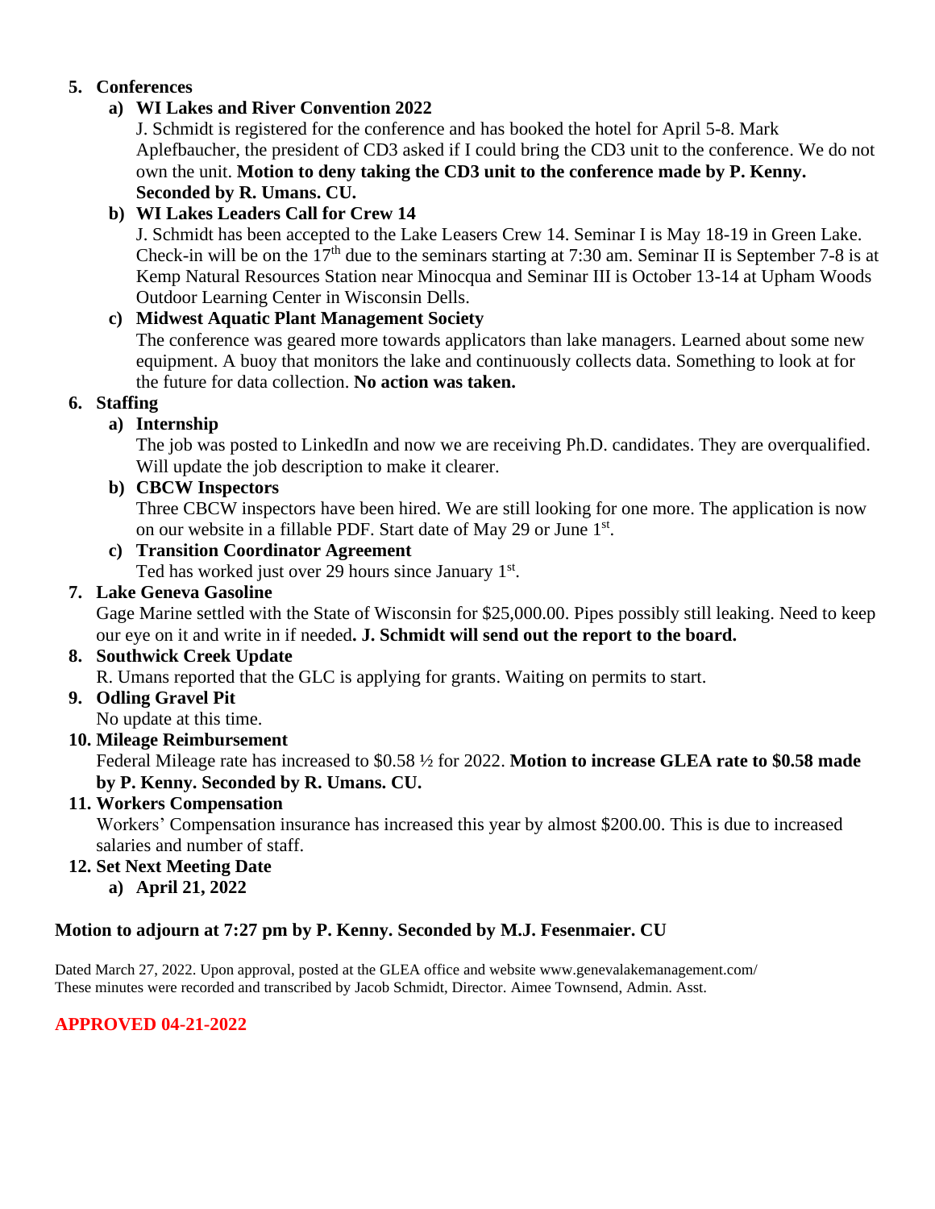**5. Conferences**

**a) WI Lakes and River Convention 2022**

J. Schmidt is registered for the conference and has booked the hotel for April 5-8. Mark Aplefbaucher, the president of CD3 asked if I could bring the CD3 unit to the conference. We do not own the unit. **Motion to deny taking the CD3 unit to the conference made by P. Kenny. Seconded by R. Umans. CU.**

**b) WI Lakes Leaders Call for Crew 14**

J. Schmidt has been accepted to the Lake Leasers Crew 14. Seminar I is May 18-19 in Green Lake. Check-in will be on the 17th due to the seminars starting at 7:30 am. Seminar II is September 7-8 is at Kemp Natural Resources Station near Minocqua and Seminar III is October 13-14 at Upham Woods Outdoor Learning Center in Wisconsin Dells.

**c) Midwest Aquatic Plant Management Society**

The conference was geared more towards applicators than lake managers. Learned about some new equipment. A buoy that monitors the lake and continuously collects data. Something to look at for the future for data collection. **No action was taken.**

**6. Staffing**

**a) Internship**

The job was posted to LinkedIn and now we are receiving Ph.D. candidates. They are overqualified. Will update the job description to make it clearer.

**b) CBCW Inspectors**

Three CBCW inspectors have been hired. We are still looking for one more. The application is now on our website in a fillable PDF. Start date of May 29 or June 1st.

**c) Transition Coordinator Agreement**

Ted has worked just over 29 hours since January 1st.

**7. Lake Geneva Gasoline**

Gage Marine settled with the State of Wisconsin for $25,000.00. Pipes possibly still leaking. Need to keep our eye on it and write in if needed**. J. Schmidt will send out the report to the board.**

**8. Southwick Creek Update**

R. Umans reported that the GLC is applying for grants. Waiting on permits to start.

**9. Odling Gravel Pit**

No update at this time.

**10. Mileage Reimbursement**

Federal Mileage rate has increased to $0.58 ½ for 2022. **Motion to increase GLEA rate to $0.58 made by P. Kenny. Seconded by R. Umans. CU.**

**11. Workers Compensation**

Workers' Compensation insurance has increased this year by almost $200.00. This is due to increased salaries and number of staff.

**12. Set Next Meeting Date**

**a) April 21, 2022**

**Motion to adjourn at 7:27 pm by P. Kenny. Seconded by M.J. Fesenmaier. CU**

Dated March 27, 2022. Upon approval, posted at the GLEA office and website www.genevalakemanagement.com/
These minutes were recorded and transcribed by Jacob Schmidt, Director. Aimee Townsend, Admin. Asst.

**APPROVED 04-21-2022**